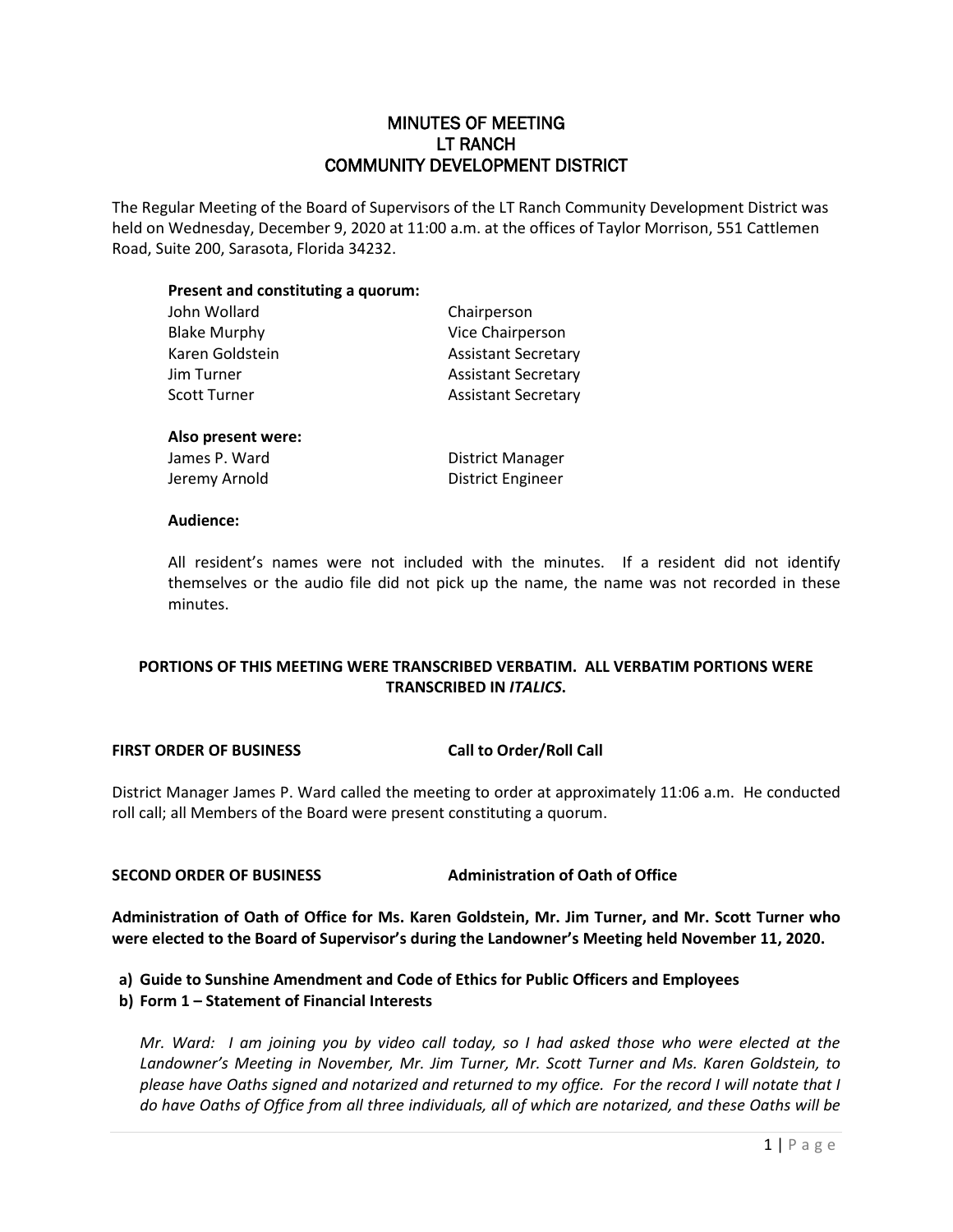# MINUTES OF MEETING
# LT RANCH
# COMMUNITY DEVELOPMENT DISTRICT

The Regular Meeting of the Board of Supervisors of the LT Ranch Community Development District was held on Wednesday, December 9, 2020 at 11:00 a.m. at the offices of Taylor Morrison, 551 Cattlemen Road, Suite 200, Sarasota, Florida 34232.

**Present and constituting a quorum:**

| | |
|---|---|
| John Wollard | Chairperson |
| Blake Murphy | Vice Chairperson |
| Karen Goldstein | Assistant Secretary |
| Jim Turner | Assistant Secretary |
| Scott Turner | Assistant Secretary |

**Also present were:**

| | |
|---|---|
| James P. Ward | District Manager |
| Jeremy Arnold | District Engineer |

**Audience:**

All resident's names were not included with the minutes. If a resident did not identify themselves or the audio file did not pick up the name, the name was not recorded in these minutes.

**PORTIONS OF THIS MEETING WERE TRANSCRIBED VERBATIM. ALL VERBATIM PORTIONS WERE TRANSCRIBED IN *ITALICS*.**

**FIRST ORDER OF BUSINESS** **Call to Order/Roll Call**

District Manager James P. Ward called the meeting to order at approximately 11:06 a.m. He conducted roll call; all Members of the Board were present constituting a quorum.

**SECOND ORDER OF BUSINESS** **Administration of Oath of Office**

**Administration of Oath of Office for Ms. Karen Goldstein, Mr. Jim Turner, and Mr. Scott Turner who were elected to the Board of Supervisor's during the Landowner's Meeting held November 11, 2020.**

**a) Guide to Sunshine Amendment and Code of Ethics for Public Officers and Employees**
**b) Form 1 – Statement of Financial Interests**

*Mr. Ward: I am joining you by video call today, so I had asked those who were elected at the Landowner's Meeting in November, Mr. Jim Turner, Mr. Scott Turner and Ms. Karen Goldstein, to please have Oaths signed and notarized and returned to my office. For the record I will notate that I do have Oaths of Office from all three individuals, all of which are notarized, and these Oaths will be*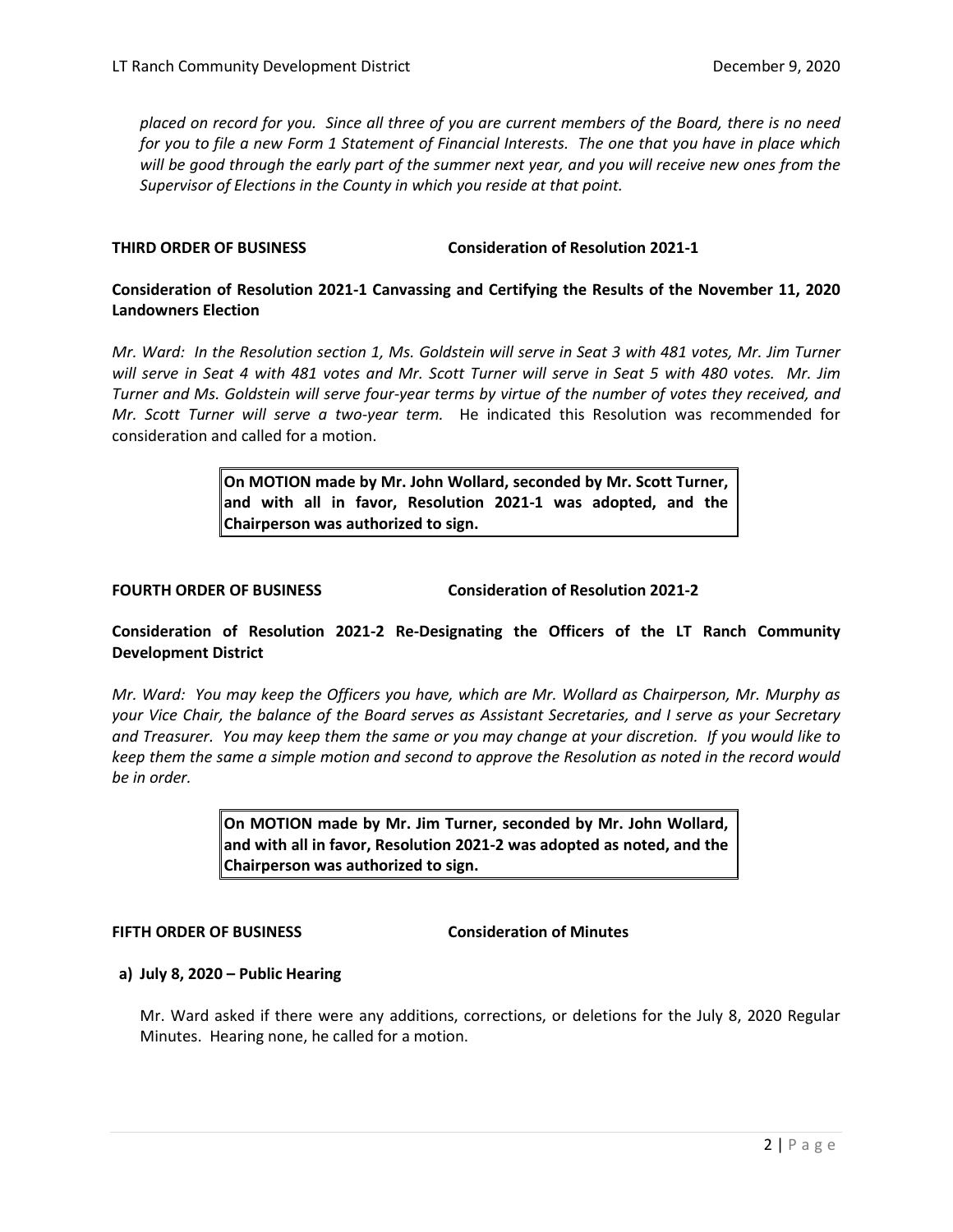*placed on record for you. Since all three of you are current members of the Board, there is no need for you to file a new Form 1 Statement of Financial Interests. The one that you have in place which will be good through the early part of the summer next year, and you will receive new ones from the Supervisor of Elections in the County in which you reside at that point.*

**THIRD ORDER OF BUSINESS Consideration of Resolution 2021-1**

**Consideration of Resolution 2021-1 Canvassing and Certifying the Results of the November 11, 2020 Landowners Election**

*Mr. Ward: In the Resolution section 1, Ms. Goldstein will serve in Seat 3 with 481 votes, Mr. Jim Turner will serve in Seat 4 with 481 votes and Mr. Scott Turner will serve in Seat 5 with 480 votes. Mr. Jim Turner and Ms. Goldstein will serve four-year terms by virtue of the number of votes they received, and Mr. Scott Turner will serve a two-year term.* He indicated this Resolution was recommended for consideration and called for a motion.

> **On MOTION made by Mr. John Wollard, seconded by Mr. Scott Turner, and with all in favor, Resolution 2021-1 was adopted, and the Chairperson was authorized to sign.**

**FOURTH ORDER OF BUSINESS Consideration of Resolution 2021-2**

**Consideration of Resolution 2021-2 Re-Designating the Officers of the LT Ranch Community Development District**

*Mr. Ward: You may keep the Officers you have, which are Mr. Wollard as Chairperson, Mr. Murphy as your Vice Chair, the balance of the Board serves as Assistant Secretaries, and I serve as your Secretary and Treasurer. You may keep them the same or you may change at your discretion. If you would like to keep them the same a simple motion and second to approve the Resolution as noted in the record would be in order.*

> **On MOTION made by Mr. Jim Turner, seconded by Mr. John Wollard, and with all in favor, Resolution 2021-2 was adopted as noted, and the Chairperson was authorized to sign.**

**FIFTH ORDER OF BUSINESS Consideration of Minutes**

**a) July 8, 2020 – Public Hearing**

Mr. Ward asked if there were any additions, corrections, or deletions for the July 8, 2020 Regular Minutes. Hearing none, he called for a motion.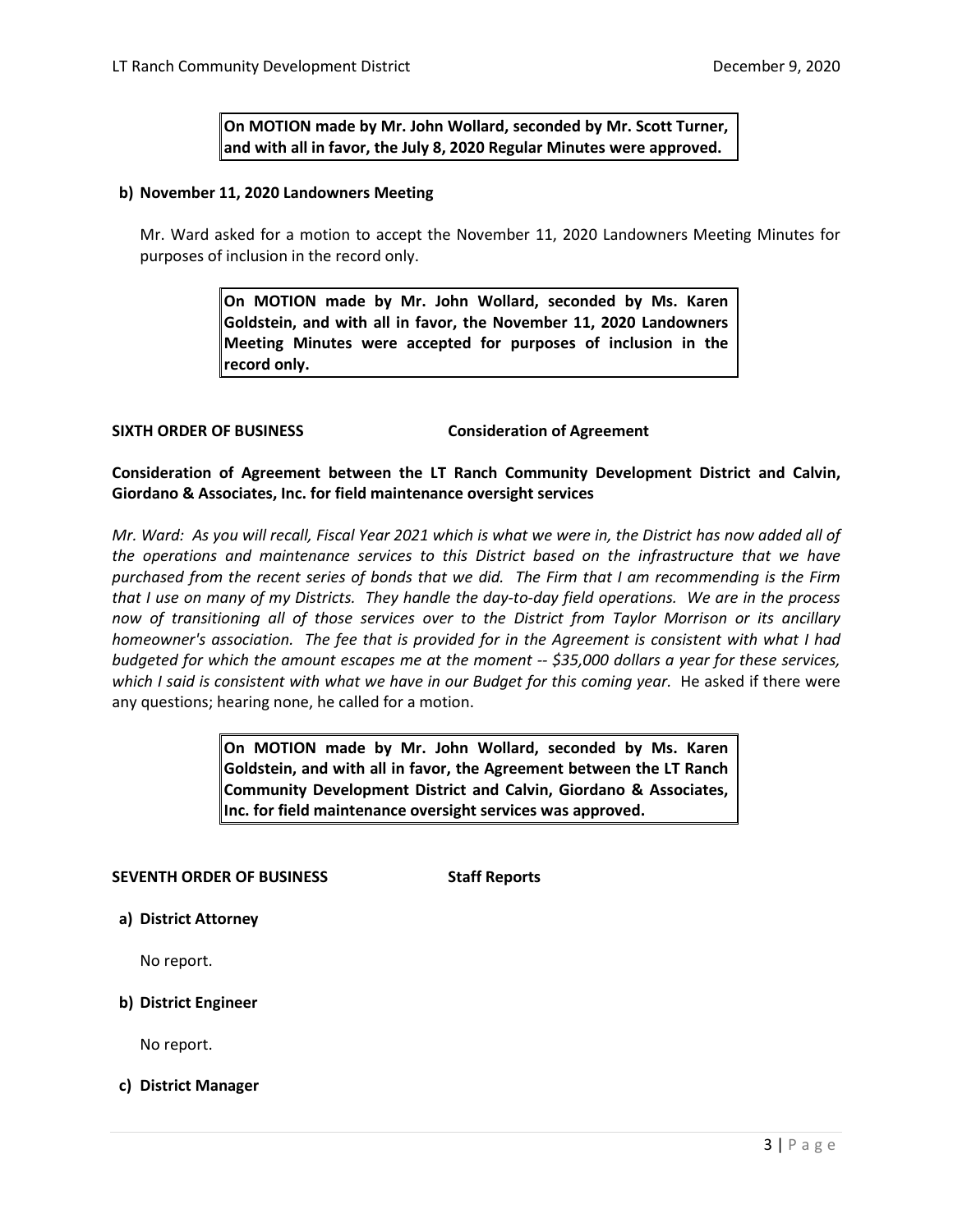**On MOTION made by Mr. John Wollard, seconded by Mr. Scott Turner, and with all in favor, the July 8, 2020 Regular Minutes were approved.**

**b) November 11, 2020 Landowners Meeting**

Mr. Ward asked for a motion to accept the November 11, 2020 Landowners Meeting Minutes for purposes of inclusion in the record only.

**On MOTION made by Mr. John Wollard, seconded by Ms. Karen Goldstein, and with all in favor, the November 11, 2020 Landowners Meeting Minutes were accepted for purposes of inclusion in the record only.**

**SIXTH ORDER OF BUSINESS Consideration of Agreement**

**Consideration of Agreement between the LT Ranch Community Development District and Calvin, Giordano & Associates, Inc. for field maintenance oversight services**

*Mr. Ward: As you will recall, Fiscal Year 2021 which is what we were in, the District has now added all of the operations and maintenance services to this District based on the infrastructure that we have purchased from the recent series of bonds that we did. The Firm that I am recommending is the Firm that I use on many of my Districts. They handle the day-to-day field operations. We are in the process now of transitioning all of those services over to the District from Taylor Morrison or its ancillary homeowner's association. The fee that is provided for in the Agreement is consistent with what I had budgeted for which the amount escapes me at the moment -- $35,000 dollars a year for these services, which I said is consistent with what we have in our Budget for this coming year.* He asked if there were any questions; hearing none, he called for a motion.

**On MOTION made by Mr. John Wollard, seconded by Ms. Karen Goldstein, and with all in favor, the Agreement between the LT Ranch Community Development District and Calvin, Giordano & Associates, Inc. for field maintenance oversight services was approved.**

**SEVENTH ORDER OF BUSINESS Staff Reports**

**a) District Attorney**

No report.

**b) District Engineer**

No report.

**c) District Manager**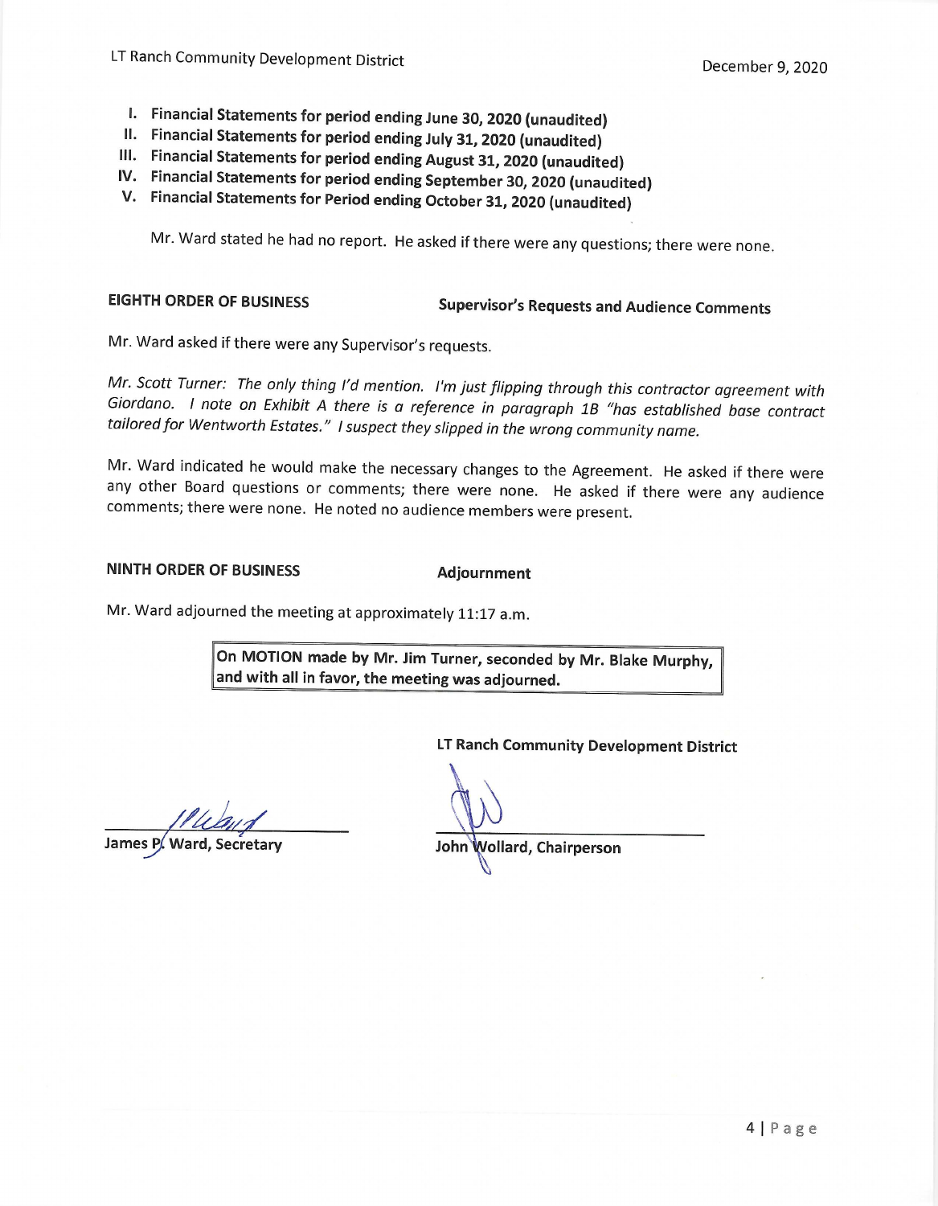- I. **Financial Statements for period ending June 30, 2020 (unaudited)**
- II. **Financial Statements for period ending July 31, 2020 (unaudited)**
- III. **Financial Statements for period ending August 31, 2020 (unaudited)**
- IV. **Financial Statements for period ending September 30, 2020 (unaudited)**
- V. **Financial Statements for Period ending October 31, 2020 (unaudited)**

Mr. Ward stated he had no report. He asked if there were any questions; there were none.

**EIGHTH ORDER OF BUSINESS** **Supervisor's Requests and Audience Comments**

Mr. Ward asked if there were any Supervisor's requests.

*Mr. Scott Turner: The only thing I'd mention. I'm just flipping through this contractor agreement with Giordano. I note on Exhibit A there is a reference in paragraph 1B "has established base contract tailored for Wentworth Estates." I suspect they slipped in the wrong community name.*

Mr. Ward indicated he would make the necessary changes to the Agreement. He asked if there were any other Board questions or comments; there were none. He asked if there were any audience comments; there were none. He noted no audience members were present.

**NINTH ORDER OF BUSINESS** **Adjournment**

Mr. Ward adjourned the meeting at approximately 11:17 a.m.

> **On MOTION made by Mr. Jim Turner, seconded by Mr. Blake Murphy, and with all in favor, the meeting was adjourned.**

**LT Ranch Community Development District**

James P. Ward, Secretary

John Wollard, Chairperson